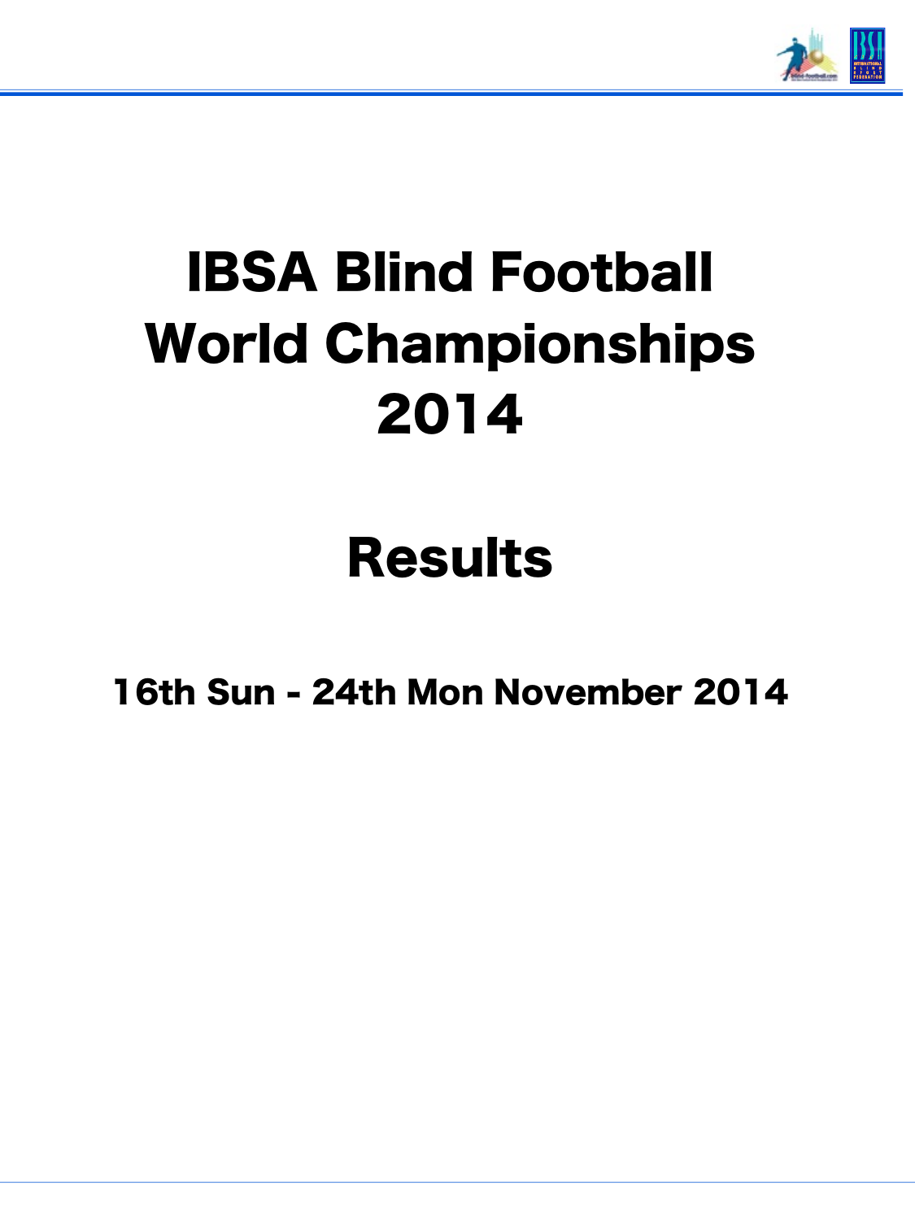# IBSA Blind Football World Championships 2014

# Results

## 16th Sun - 24th Mon November 2014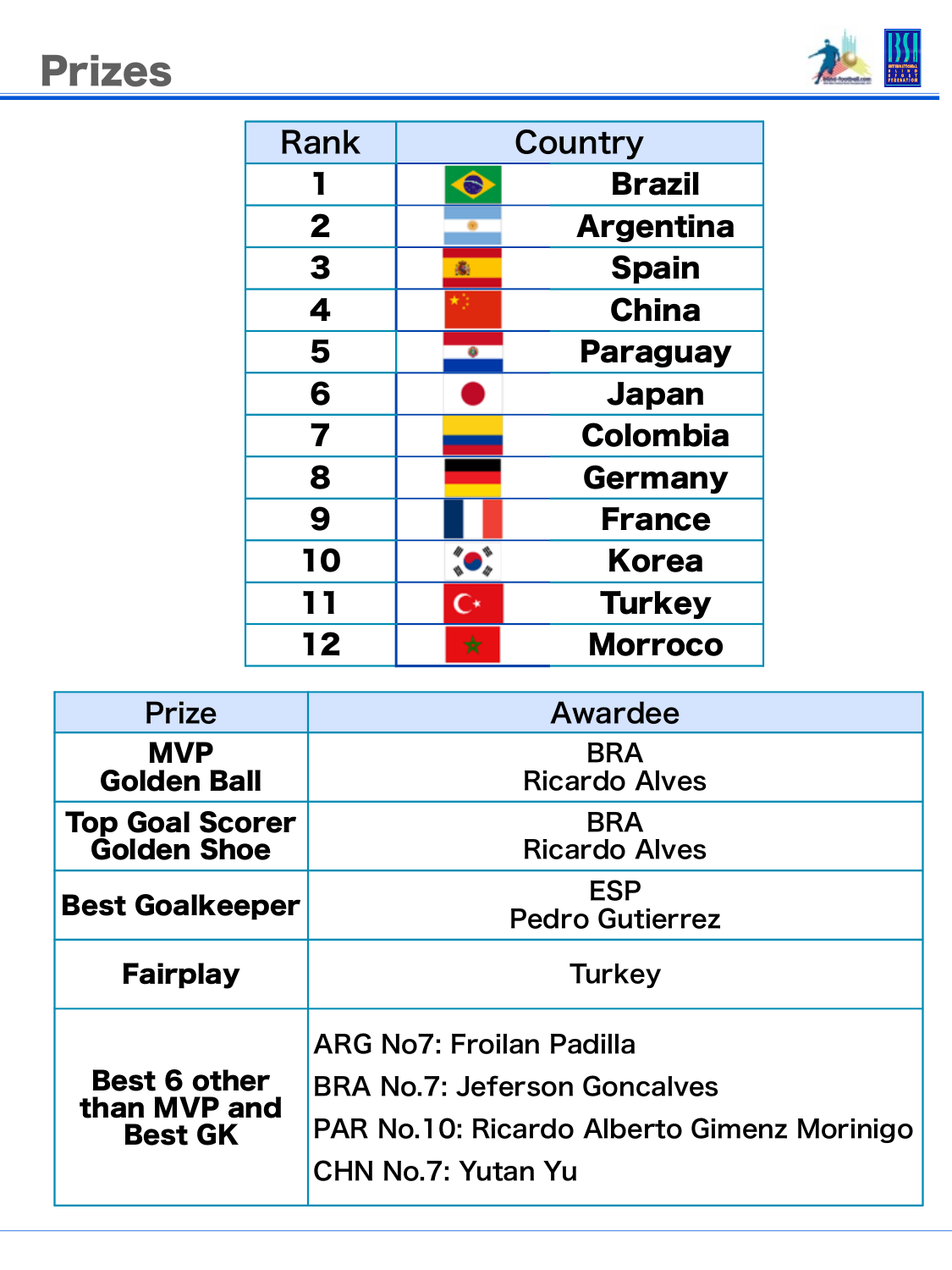# Prizes

| Rank | Country |
|---|---|
| 1 | Brazil |
| 2 | Argentina |
| 3 | Spain |
| 4 | China |
| 5 | Paraguay |
| 6 | Japan |
| 7 | Colombia |
| 8 | Germany |
| 9 | France |
| 10 | Korea |
| 11 | Turkey |
| 12 | Morroco |

| Prize | Awardee |
|---|---|
| **MVP Golden Ball** | BRA Ricardo Alves |
| **Top Goal Scorer Golden Shoe** | BRA Ricardo Alves |
| **Best Goalkeeper** | ESP Pedro Gutierrez |
| **Fairplay** | Turkey |
| **Best 6 other than MVP and Best GK** | ARG No7: Froilan Padilla<br>BRA No.7: Jeferson Goncalves<br>PAR No.10: Ricardo Alberto Gimenz Morinigo<br>CHN No.7: Yutan Yu |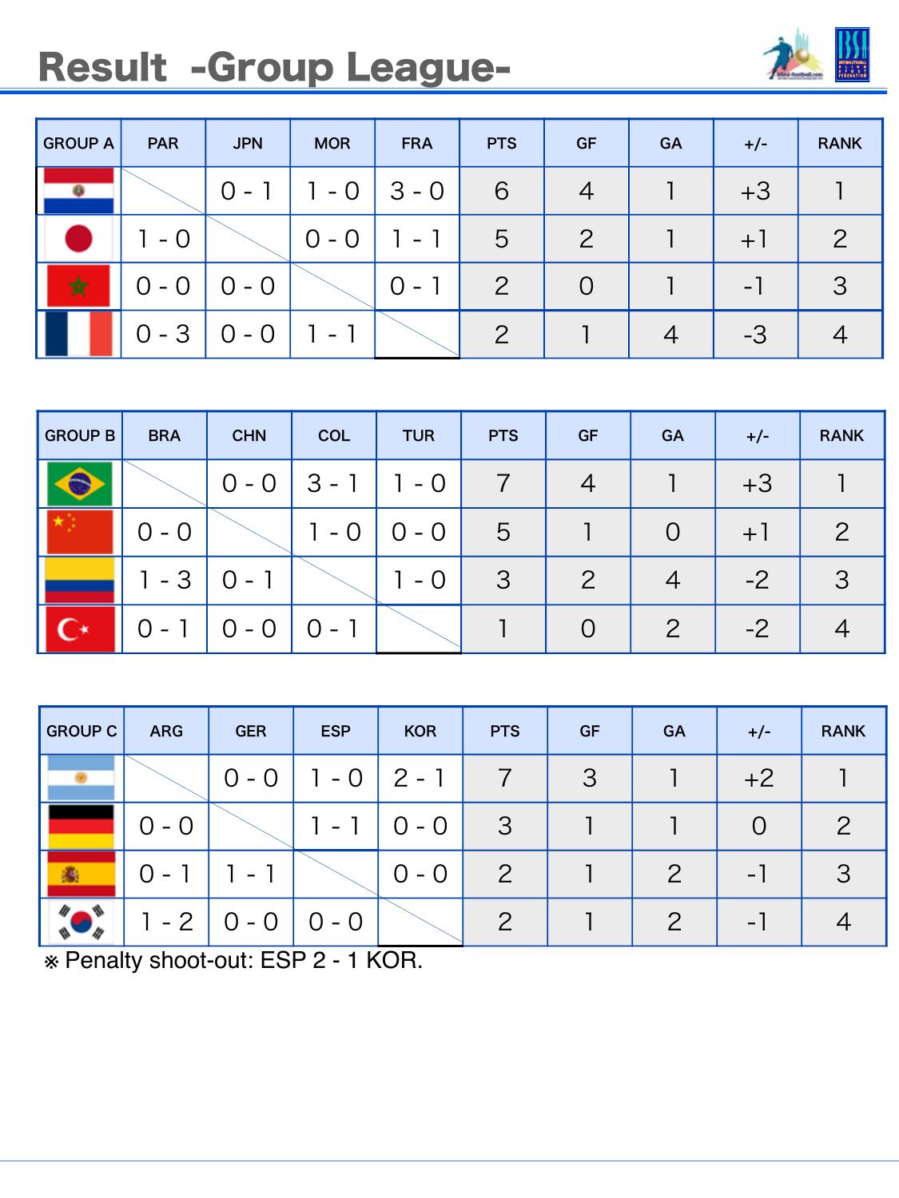# Result -Group League-

| GROUP A | PAR | JPN | MOR | FRA | PTS | GF | GA | +/- | RANK |
|---|---|---|---|---|---|---|---|---|---|
| PAR | | 0 - 1 | 1 - 0 | 3 - 0 | 6 | 4 | 1 | +3 | 1 |
| JPN | 1 - 0 | | 0 - 0 | 1 - 1 | 5 | 2 | 1 | +1 | 2 |
| MOR | 0 - 0 | 0 - 0 | | 0 - 1 | 2 | 0 | 1 | -1 | 3 |
| FRA | 0 - 3 | 0 - 0 | 1 - 1 | | 2 | 1 | 4 | -3 | 4 |

| GROUP B | BRA | CHN | COL | TUR | PTS | GF | GA | +/- | RANK |
|---|---|---|---|---|---|---|---|---|---|
| BRA | | 0 - 0 | 3 - 1 | 1 - 0 | 7 | 4 | 1 | +3 | 1 |
| CHN | 0 - 0 | | 1 - 0 | 0 - 0 | 5 | 1 | 0 | +1 | 2 |
| COL | 1 - 3 | 0 - 1 | | 1 - 0 | 3 | 2 | 4 | -2 | 3 |
| TUR | 0 - 1 | 0 - 0 | 0 - 1 | | 1 | 0 | 2 | -2 | 4 |

| GROUP C | ARG | GER | ESP | KOR | PTS | GF | GA | +/- | RANK |
|---|---|---|---|---|---|---|---|---|---|
| ARG | | 0 - 0 | 1 - 0 | 2 - 1 | 7 | 3 | 1 | +2 | 1 |
| GER | 0 - 0 | | 1 - 1 | 0 - 0 | 3 | 1 | 1 | 0 | 2 |
| ESP | 0 - 1 | 1 - 1 | | 0 - 0 | 2 | 1 | 2 | -1 | 3 |
| KOR | 1 - 2 | 0 - 0 | 0 - 0 | | 2 | 1 | 2 | -1 | 4 |

※ Penalty shoot-out: ESP 2 - 1 KOR.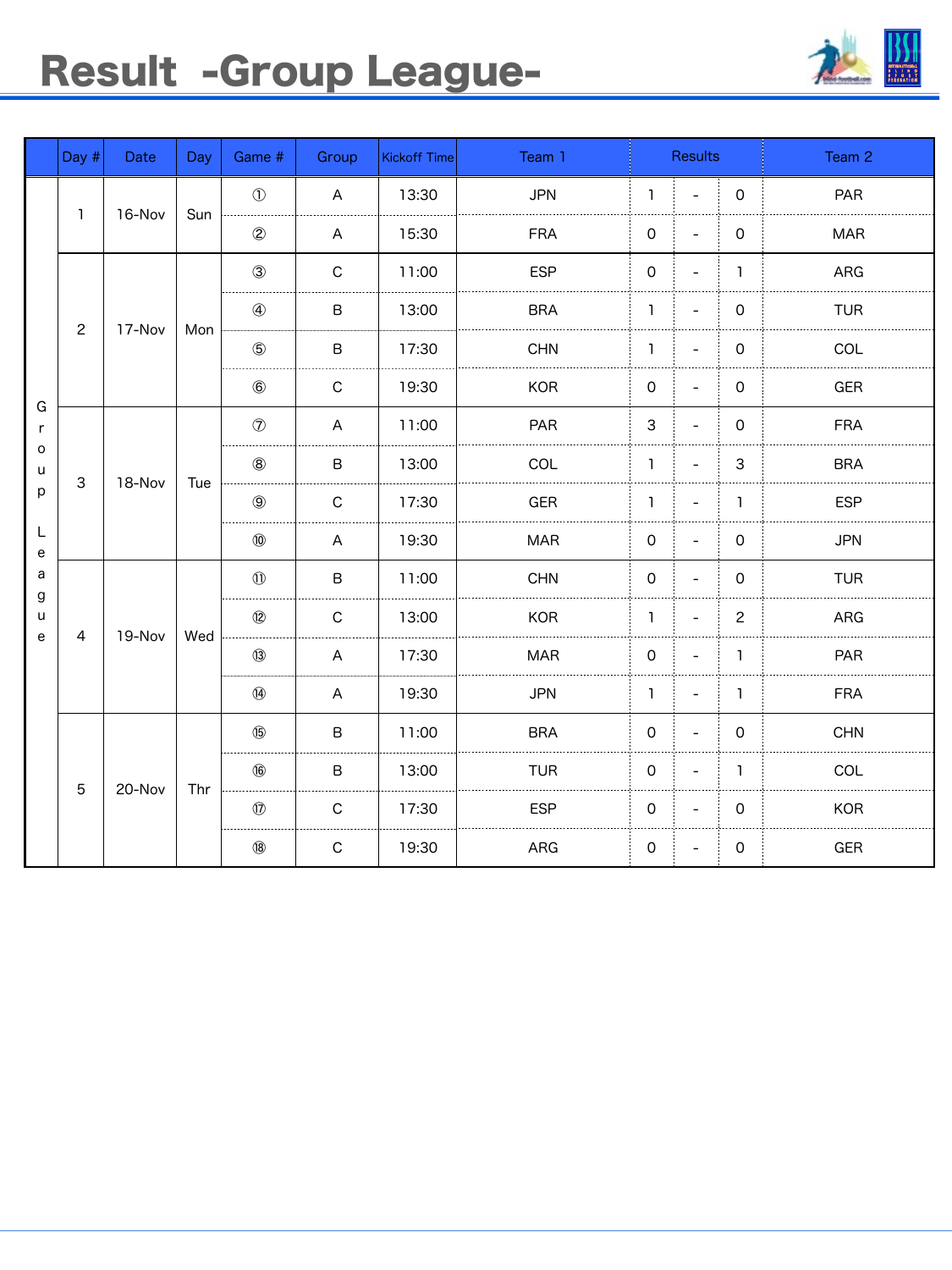# Result -Group League-

| | Day # | Date | Day | Game # | Group | Kickoff Time | Team 1 | Results | | | Team 2 |
|---|---|---|---|---|---|---|---|---|---|---|---|
| Group League | 1 | 16-Nov | Sun | ① | A | 13:30 | JPN | 1 | - | 0 | PAR |
| | | | | ② | A | 15:30 | FRA | 0 | - | 0 | MAR |
| | 2 | 17-Nov | Mon | ③ | C | 11:00 | ESP | 0 | - | 1 | ARG |
| | | | | ④ | B | 13:00 | BRA | 1 | - | 0 | TUR |
| | | | | ⑤ | B | 17:30 | CHN | 1 | - | 0 | COL |
| | | | | ⑥ | C | 19:30 | KOR | 0 | - | 0 | GER |
| | 3 | 18-Nov | Tue | ⑦ | A | 11:00 | PAR | 3 | - | 0 | FRA |
| | | | | ⑧ | B | 13:00 | COL | 1 | - | 3 | BRA |
| | | | | ⑨ | C | 17:30 | GER | 1 | - | 1 | ESP |
| | | | | ⑩ | A | 19:30 | MAR | 0 | - | 0 | JPN |
| | 4 | 19-Nov | Wed | ⑪ | B | 11:00 | CHN | 0 | - | 0 | TUR |
| | | | | ⑫ | C | 13:00 | KOR | 1 | - | 2 | ARG |
| | | | | ⑬ | A | 17:30 | MAR | 0 | - | 1 | PAR |
| | | | | ⑭ | A | 19:30 | JPN | 1 | - | 1 | FRA |
| | 5 | 20-Nov | Thr | ⑮ | B | 11:00 | BRA | 0 | - | 0 | CHN |
| | | | | ⑯ | B | 13:00 | TUR | 0 | - | 1 | COL |
| | | | | ⑰ | C | 17:30 | ESP | 0 | - | 0 | KOR |
| | | | | ⑱ | C | 19:30 | ARG | 0 | - | 0 | GER |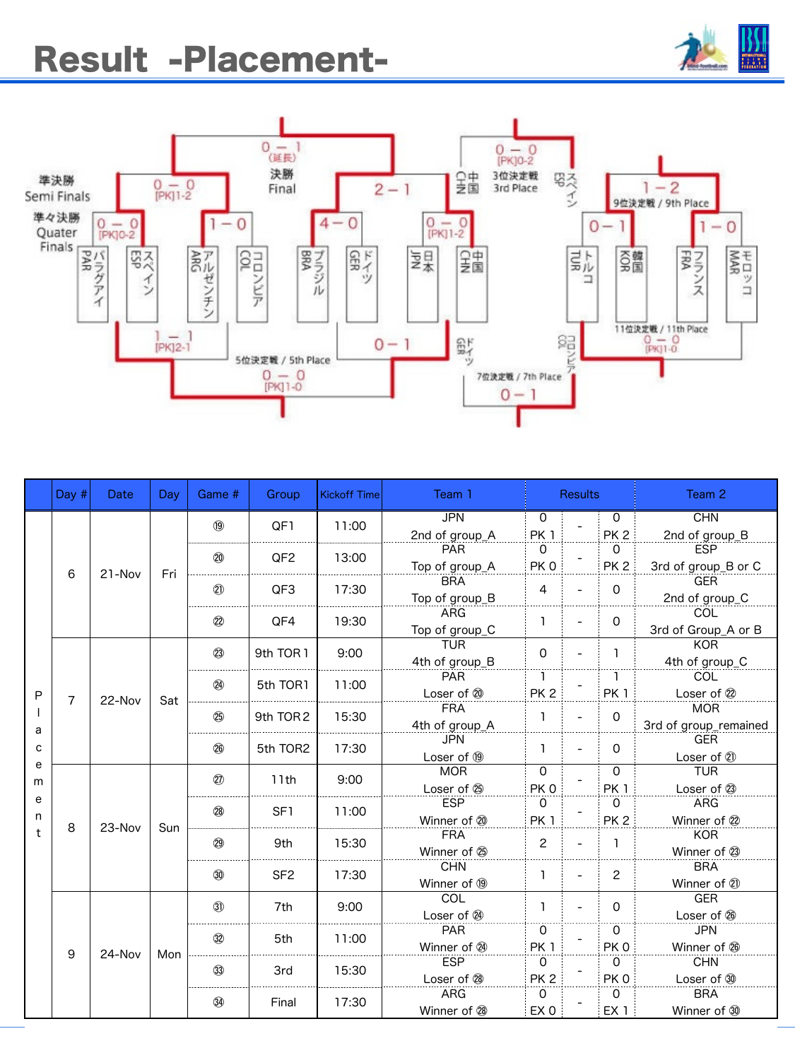# Result -Placement-

準決勝
Semi Finals
準々決勝
Quater Finals

0 － 1
（延長）
決勝
Final

0 － 0
[PK]1-2

2 － 1

0 － 0
[PK]0-2

1 － 0

4 － 0

0 － 0
[PK]1-2

パラグアイ PAR
スペイン ESP
アルゼンチン ARG
コロンビア COL
ブラジル BRA
ドイツ GER
日本 JPN
中国 CHN

1 － 1
[PK]2-1

5位決定戦 / 5th Place
0 － 0
[PK]1-0

0 － 1

0 － 0
[PK]0-2
3位決定戦
3rd Place
中国 CHN
スペイン ESP

1 － 2
9位決定戦 / 9th Place

0 － 1

1 － 0

トルコ TUR
韓国 KOR
フランス FRA
モロッコ MAR

11位決定戦 / 11th Place
0 － 0
[PK]1-0

ドイツ GER
コロンビア COL
7位決定戦 / 7th Place
0 － 1

| | Day # | Date | Day | Game # | Group | Kickoff Time | Team 1 | Results | | | Team 2 |
|---|---|---|---|---|---|---|---|---|---|---|---|
| Placement | 6 | 21-Nov | Fri | ⑲ | QF1 | 11:00 | JPN 2nd of group_A | 0 PK 1 | - | 0 PK 2 | CHN 2nd of group_B |
| | | | | ⑳ | QF2 | 13:00 | PAR Top of group_A | 0 PK 0 | - | 0 PK 2 | ESP 3rd of group_B or C |
| | | | | ㉑ | QF3 | 17:30 | BRA Top of group_B | 4 | - | 0 | GER 2nd of group_C |
| | | | | ㉒ | QF4 | 19:30 | ARG Top of group_C | 1 | - | 0 | COL 3rd of Group_A or B |
| | 7 | 22-Nov | Sat | ㉓ | 9th TOR 1 | 9:00 | TUR 4th of group_B | 0 | - | 1 | KOR 4th of group_C |
| | | | | ㉔ | 5th TOR1 | 11:00 | PAR Loser of ⑳ | 1 PK 2 | - | 1 PK 1 | COL Loser of ㉒ |
| | | | | ㉕ | 9th TOR 2 | 15:30 | FRA 4th of group_A | 1 | - | 0 | MOR 3rd of group_remained |
| | | | | ㉖ | 5th TOR2 | 17:30 | JPN Loser of ⑲ | 1 | - | 0 | GER Loser of ㉑ |
| | 8 | 23-Nov | Sun | ㉗ | 11th | 9:00 | MOR Loser of ㉕ | 0 PK 0 | - | 0 PK 1 | TUR Loser of ㉓ |
| | | | | ㉘ | SF1 | 11:00 | ESP Winner of ⑳ | 0 PK 1 | - | 0 PK 2 | ARG Winner of ㉒ |
| | | | | ㉙ | 9th | 15:30 | FRA Winner of ㉕ | 2 | - | 1 | KOR Winner of ㉓ |
| | | | | ㉚ | SF2 | 17:30 | CHN Winner of ⑲ | 1 | - | 2 | BRA Winner of ㉑ |
| | 9 | 24-Nov | Mon | ㉛ | 7th | 9:00 | COL Loser of ㉔ | 1 | - | 0 | GER Loser of ㉖ |
| | | | | ㉜ | 5th | 11:00 | PAR Winner of ㉔ | 0 PK 1 | - | 0 PK 0 | JPN Winner of ㉖ |
| | | | | ㉝ | 3rd | 15:30 | ESP Loser of ㉘ | 0 PK 2 | - | 0 PK 0 | CHN Loser of ㉚ |
| | | | | ㉞ | Final | 17:30 | ARG Winner of ㉘ | 0 EX 0 | - | 0 EX 1 | BRA Winner of ㉚ |